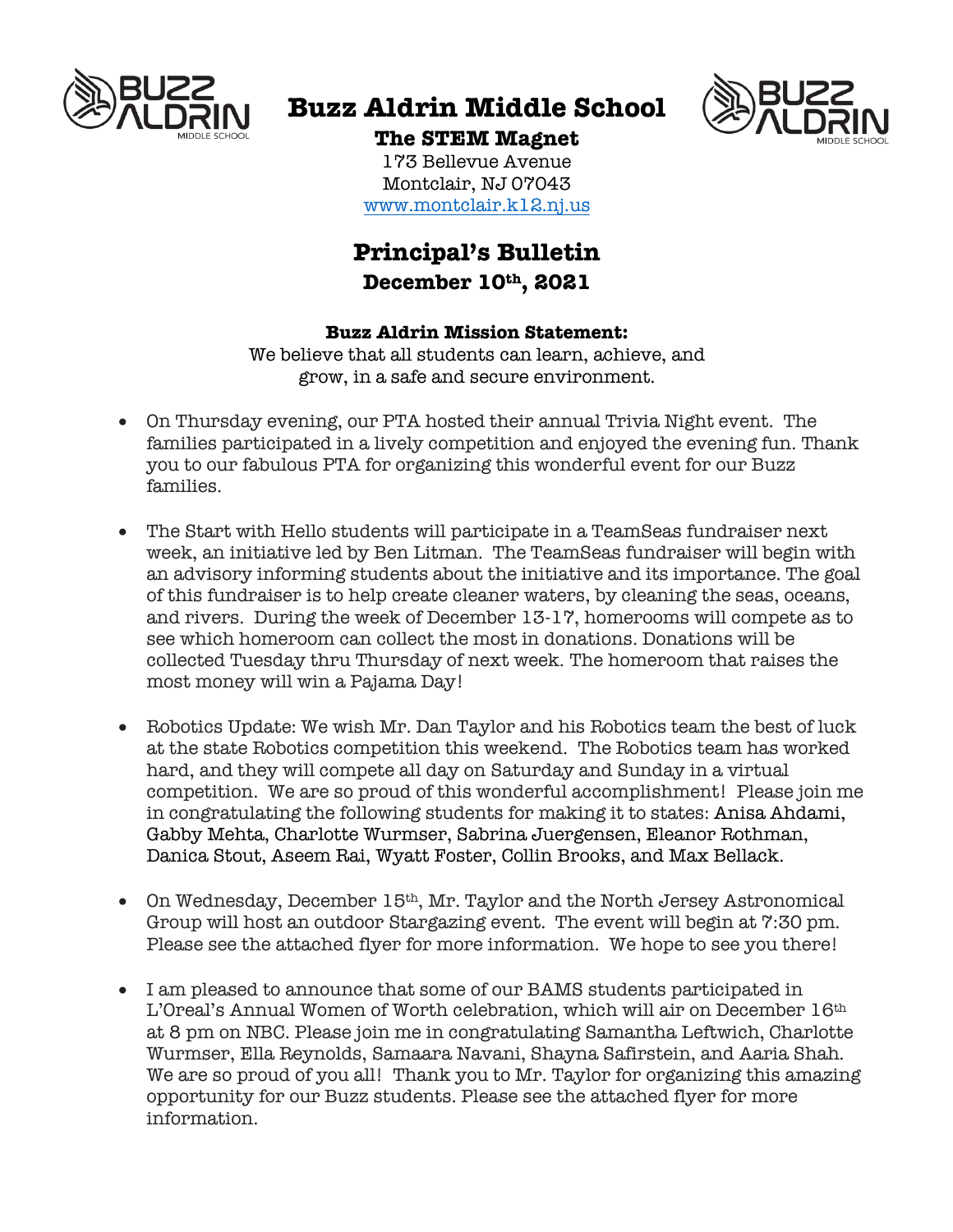# Buzz Aldrin Middle School

**The STEM Magnet**

173 Bellevue Avenue
Montclair, NJ 07043
www.montclair.k12.nj.us

## Principal's Bulletin

**December 10th, 2021**

**Buzz Aldrin Mission Statement:**

We believe that all students can learn, achieve, and grow, in a safe and secure environment.

- On Thursday evening, our PTA hosted their annual Trivia Night event. The families participated in a lively competition and enjoyed the evening fun. Thank you to our fabulous PTA for organizing this wonderful event for our Buzz families.

- The Start with Hello students will participate in a TeamSeas fundraiser next week, an initiative led by Ben Litman. The TeamSeas fundraiser will begin with an advisory informing students about the initiative and its importance. The goal of this fundraiser is to help create cleaner waters, by cleaning the seas, oceans, and rivers. During the week of December 13-17, homerooms will compete as to see which homeroom can collect the most in donations. Donations will be collected Tuesday thru Thursday of next week. The homeroom that raises the most money will win a Pajama Day!

- Robotics Update: We wish Mr. Dan Taylor and his Robotics team the best of luck at the state Robotics competition this weekend. The Robotics team has worked hard, and they will compete all day on Saturday and Sunday in a virtual competition. We are so proud of this wonderful accomplishment! Please join me in congratulating the following students for making it to states: Anisa Ahdami, Gabby Mehta, Charlotte Wurmser, Sabrina Juergensen, Eleanor Rothman, Danica Stout, Aseem Rai, Wyatt Foster, Collin Brooks, and Max Bellack.

- On Wednesday, December 15th, Mr. Taylor and the North Jersey Astronomical Group will host an outdoor Stargazing event. The event will begin at 7:30 pm. Please see the attached flyer for more information. We hope to see you there!

- I am pleased to announce that some of our BAMS students participated in L'Oreal's Annual Women of Worth celebration, which will air on December 16th at 8 pm on NBC. Please join me in congratulating Samantha Leftwich, Charlotte Wurmser, Ella Reynolds, Samaara Navani, Shayna Safirstein, and Aaria Shah. We are so proud of you all! Thank you to Mr. Taylor for organizing this amazing opportunity for our Buzz students. Please see the attached flyer for more information.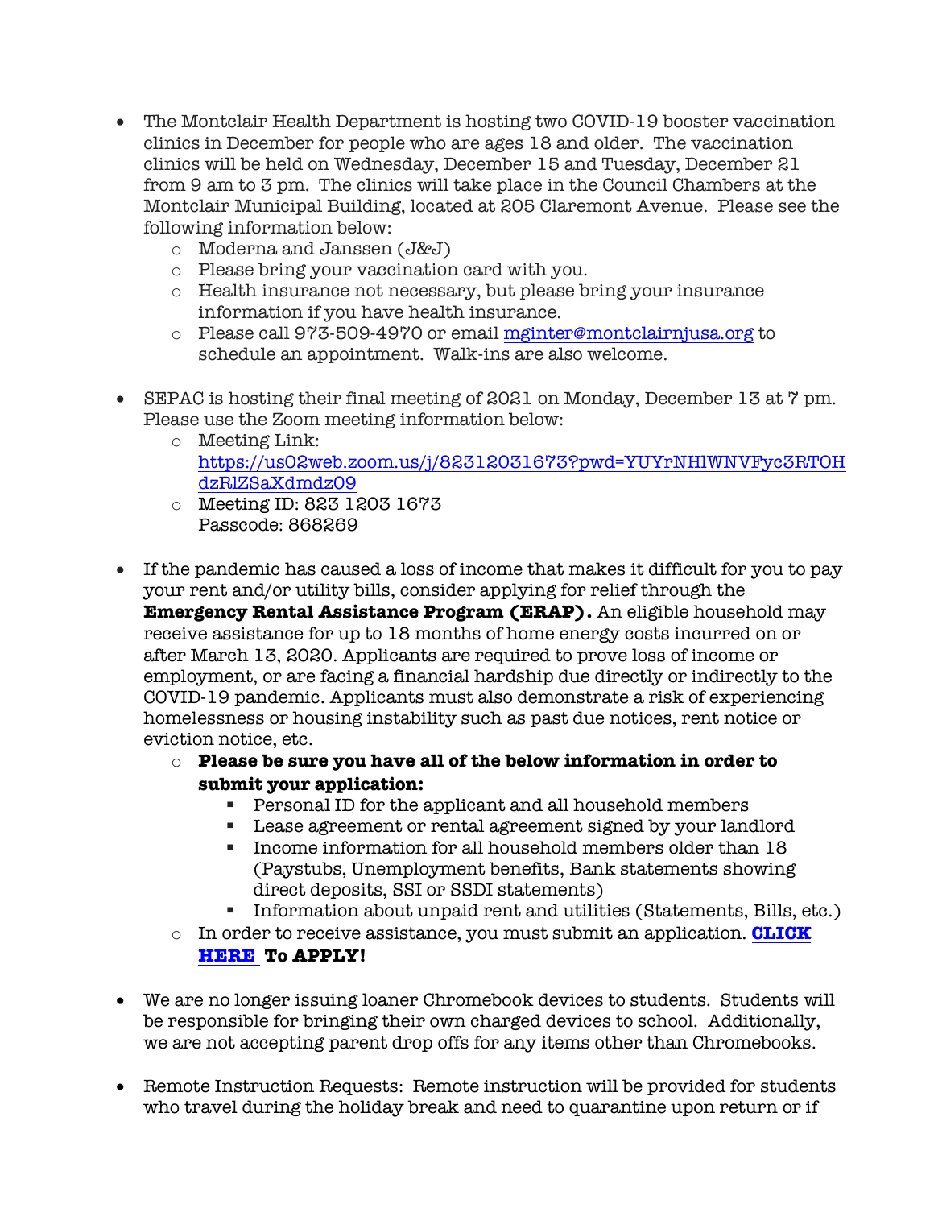- The Montclair Health Department is hosting two COVID-19 booster vaccination clinics in December for people who are ages 18 and older. The vaccination clinics will be held on Wednesday, December 15 and Tuesday, December 21 from 9 am to 3 pm. The clinics will take place in the Council Chambers at the Montclair Municipal Building, located at 205 Claremont Avenue. Please see the following information below:
  - Moderna and Janssen (J&J)
  - Please bring your vaccination card with you.
  - Health insurance not necessary, but please bring your insurance information if you have health insurance.
  - Please call 973-509-4970 or email [mginter@montclairnjusa.org](mailto:mginter@montclairnjusa.org) to schedule an appointment. Walk-ins are also welcome.

- SEPAC is hosting their final meeting of 2021 on Monday, December 13 at 7 pm. Please use the Zoom meeting information below:
  - Meeting Link: [https://us02web.zoom.us/j/82312031673?pwd=YUYrNHlWNVFyc3RTOHdzRlZSaXdmdz09](https://us02web.zoom.us/j/82312031673?pwd=YUYrNHlWNVFyc3RTOHdzRlZSaXdmdz09)
  - Meeting ID: 823 1203 1673
    Passcode: 868269

- If the pandemic has caused a loss of income that makes it difficult for you to pay your rent and/or utility bills, consider applying for relief through the **Emergency Rental Assistance Program (ERAP).** An eligible household may receive assistance for up to 18 months of home energy costs incurred on or after March 13, 2020. Applicants are required to prove loss of income or employment, or are facing a financial hardship due directly or indirectly to the COVID-19 pandemic. Applicants must also demonstrate a risk of experiencing homelessness or housing instability such as past due notices, rent notice or eviction notice, etc.
  - **Please be sure you have all of the below information in order to submit your application:**
    - Personal ID for the applicant and all household members
    - Lease agreement or rental agreement signed by your landlord
    - Income information for all household members older than 18 (Paystubs, Unemployment benefits, Bank statements showing direct deposits, SSI or SSDI statements)
    - Information about unpaid rent and utilities (Statements, Bills, etc.)
  - In order to receive assistance, you must submit an application. **CLICK HERE To APPLY!**

- We are no longer issuing loaner Chromebook devices to students. Students will be responsible for bringing their own charged devices to school. Additionally, we are not accepting parent drop offs for any items other than Chromebooks.

- Remote Instruction Requests: Remote instruction will be provided for students who travel during the holiday break and need to quarantine upon return or if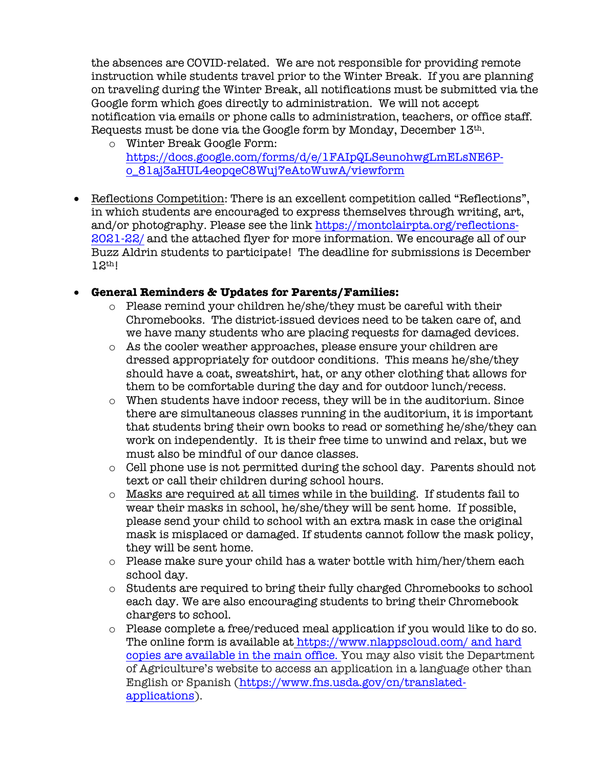the absences are COVID-related. We are not responsible for providing remote instruction while students travel prior to the Winter Break. If you are planning on traveling during the Winter Break, all notifications must be submitted via the Google form which goes directly to administration. We will not accept notification via emails or phone calls to administration, teachers, or office staff. Requests must be done via the Google form by Monday, December 13th.

  - Winter Break Google Form: https://docs.google.com/forms/d/e/1FAIpQLSeunohwgLmELsNE6P-o_81aj3aHUL4eopqeC8Wuj7eAtoWuwA/viewform

- Reflections Competition: There is an excellent competition called "Reflections", in which students are encouraged to express themselves through writing, art, and/or photography. Please see the link https://montclairpta.org/reflections-2021-22/ and the attached flyer for more information. We encourage all of our Buzz Aldrin students to participate! The deadline for submissions is December 12th!

- **General Reminders & Updates for Parents/Families:**
  - Please remind your children he/she/they must be careful with their Chromebooks. The district-issued devices need to be taken care of, and we have many students who are placing requests for damaged devices.
  - As the cooler weather approaches, please ensure your children are dressed appropriately for outdoor conditions. This means he/she/they should have a coat, sweatshirt, hat, or any other clothing that allows for them to be comfortable during the day and for outdoor lunch/recess.
  - When students have indoor recess, they will be in the auditorium. Since there are simultaneous classes running in the auditorium, it is important that students bring their own books to read or something he/she/they can work on independently. It is their free time to unwind and relax, but we must also be mindful of our dance classes.
  - Cell phone use is not permitted during the school day. Parents should not text or call their children during school hours.
  - Masks are required at all times while in the building. If students fail to wear their masks in school, he/she/they will be sent home. If possible, please send your child to school with an extra mask in case the original mask is misplaced or damaged. If students cannot follow the mask policy, they will be sent home.
  - Please make sure your child has a water bottle with him/her/them each school day.
  - Students are required to bring their fully charged Chromebooks to school each day. We are also encouraging students to bring their Chromebook chargers to school.
  - Please complete a free/reduced meal application if you would like to do so. The online form is available at https://www.nlappscloud.com/ and hard copies are available in the main office. You may also visit the Department of Agriculture's website to access an application in a language other than English or Spanish (https://www.fns.usda.gov/cn/translated-applications).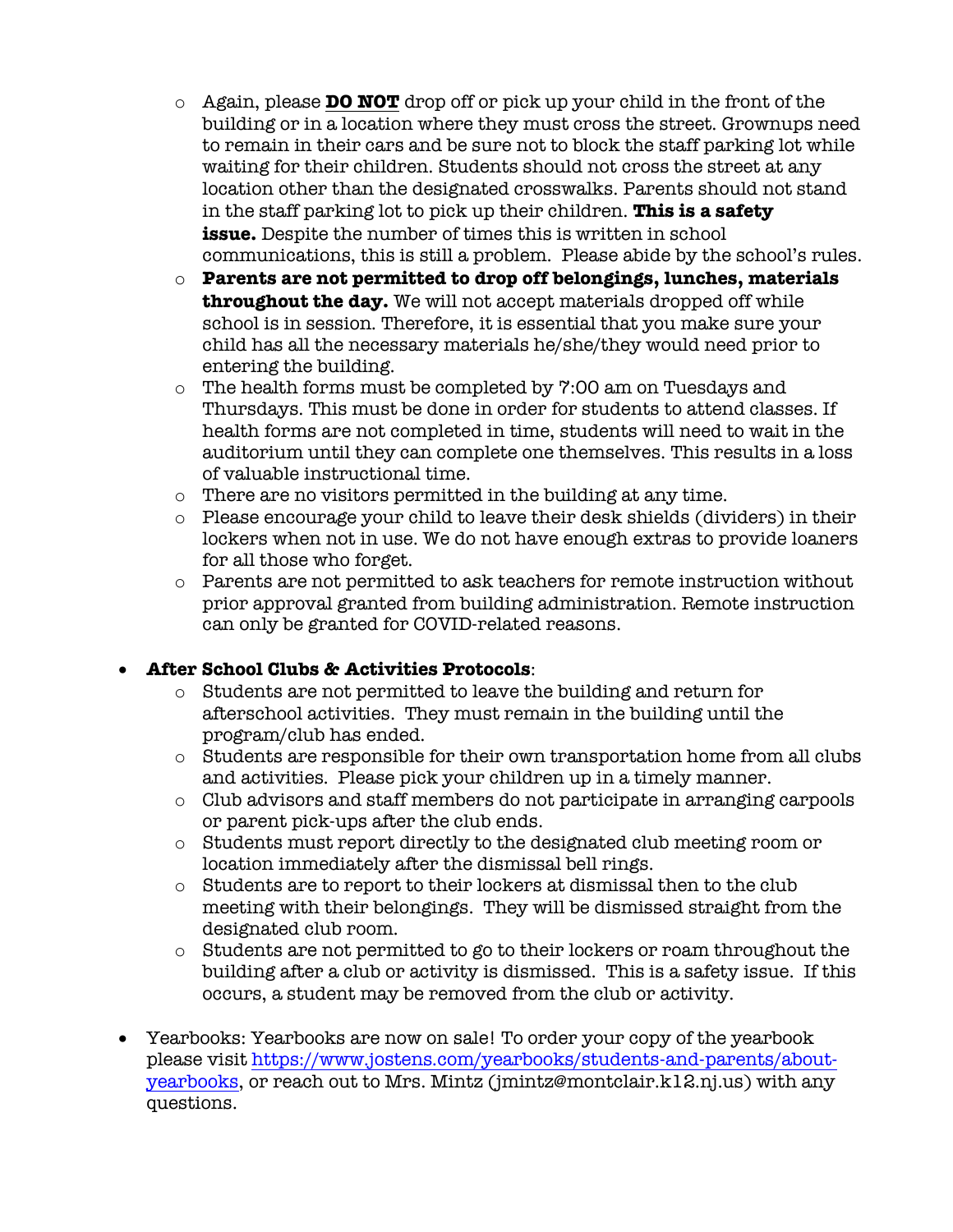- Again, please **<u>DO NOT</u>** drop off or pick up your child in the front of the building or in a location where they must cross the street. Grownups need to remain in their cars and be sure not to block the staff parking lot while waiting for their children. Students should not cross the street at any location other than the designated crosswalks. Parents should not stand in the staff parking lot to pick up their children. **This is a safety issue.** Despite the number of times this is written in school communications, this is still a problem. Please abide by the school's rules.
  - **Parents are not permitted to drop off belongings, lunches, materials throughout the day.** We will not accept materials dropped off while school is in session. Therefore, it is essential that you make sure your child has all the necessary materials he/she/they would need prior to entering the building.
  - The health forms must be completed by 7:00 am on Tuesdays and Thursdays. This must be done in order for students to attend classes. If health forms are not completed in time, students will need to wait in the auditorium until they can complete one themselves. This results in a loss of valuable instructional time.
  - There are no visitors permitted in the building at any time.
  - Please encourage your child to leave their desk shields (dividers) in their lockers when not in use. We do not have enough extras to provide loaners for all those who forget.
  - Parents are not permitted to ask teachers for remote instruction without prior approval granted from building administration. Remote instruction can only be granted for COVID-related reasons.

- **After School Clubs & Activities Protocols**:
  - Students are not permitted to leave the building and return for afterschool activities. They must remain in the building until the program/club has ended.
  - Students are responsible for their own transportation home from all clubs and activities. Please pick your children up in a timely manner.
  - Club advisors and staff members do not participate in arranging carpools or parent pick-ups after the club ends.
  - Students must report directly to the designated club meeting room or location immediately after the dismissal bell rings.
  - Students are to report to their lockers at dismissal then to the club meeting with their belongings. They will be dismissed straight from the designated club room.
  - Students are not permitted to go to their lockers or roam throughout the building after a club or activity is dismissed. This is a safety issue. If this occurs, a student may be removed from the club or activity.

- Yearbooks: Yearbooks are now on sale! To order your copy of the yearbook please visit [https://www.jostens.com/yearbooks/students-and-parents/about-yearbooks](https://www.jostens.com/yearbooks/students-and-parents/about-yearbooks), or reach out to Mrs. Mintz (jmintz@montclair.k12.nj.us) with any questions.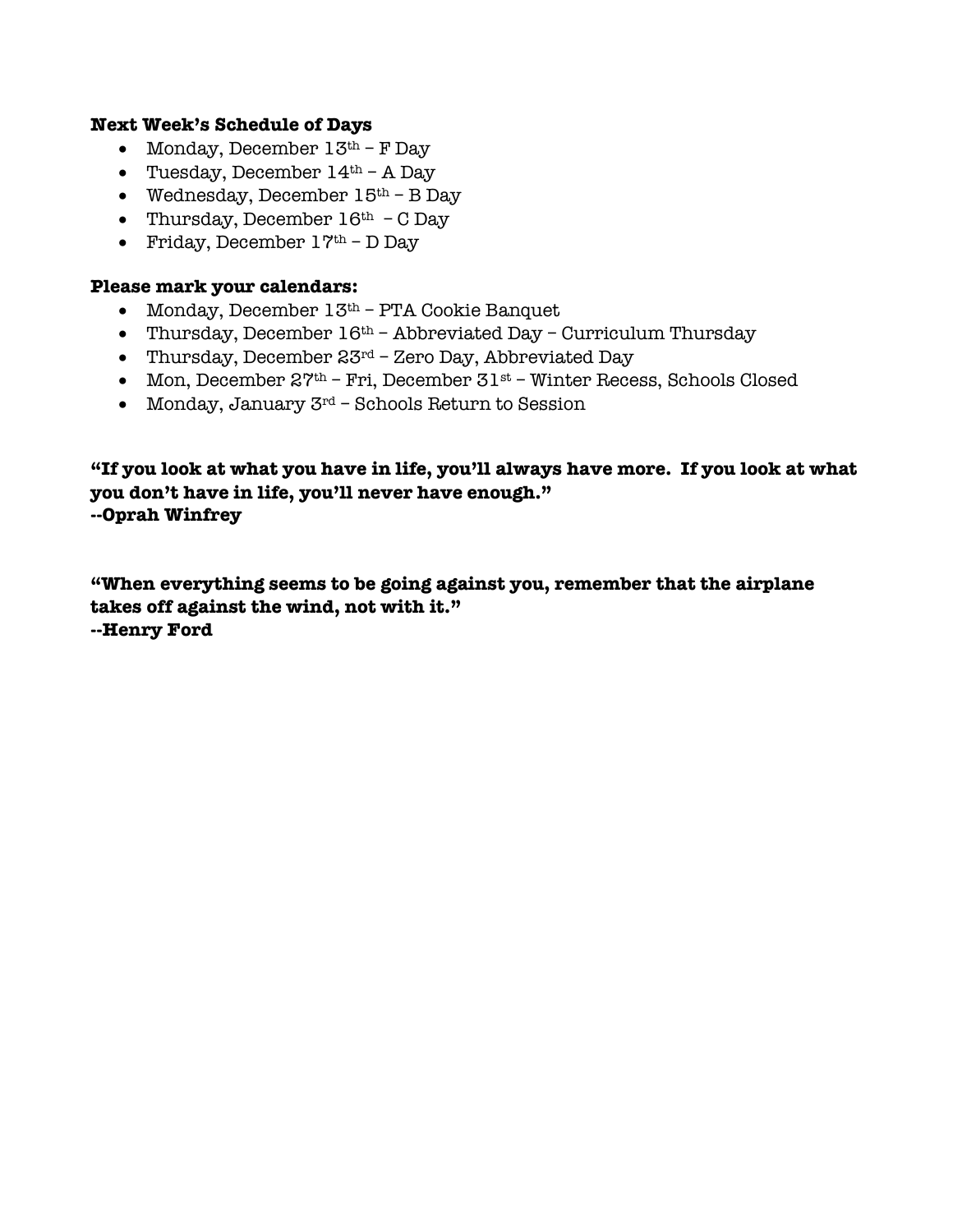**Next Week's Schedule of Days**

- Monday, December 13th – F Day
- Tuesday, December 14th – A Day
- Wednesday, December 15th – B Day
- Thursday, December 16th – C Day
- Friday, December 17th – D Day

**Please mark your calendars:**

- Monday, December 13th – PTA Cookie Banquet
- Thursday, December 16th – Abbreviated Day – Curriculum Thursday
- Thursday, December 23rd – Zero Day, Abbreviated Day
- Mon, December 27th – Fri, December 31st – Winter Recess, Schools Closed
- Monday, January 3rd – Schools Return to Session

**"If you look at what you have in life, you'll always have more. If you look at what you don't have in life, you'll never have enough."**
**--Oprah Winfrey**

**"When everything seems to be going against you, remember that the airplane takes off against the wind, not with it."**
**--Henry Ford**